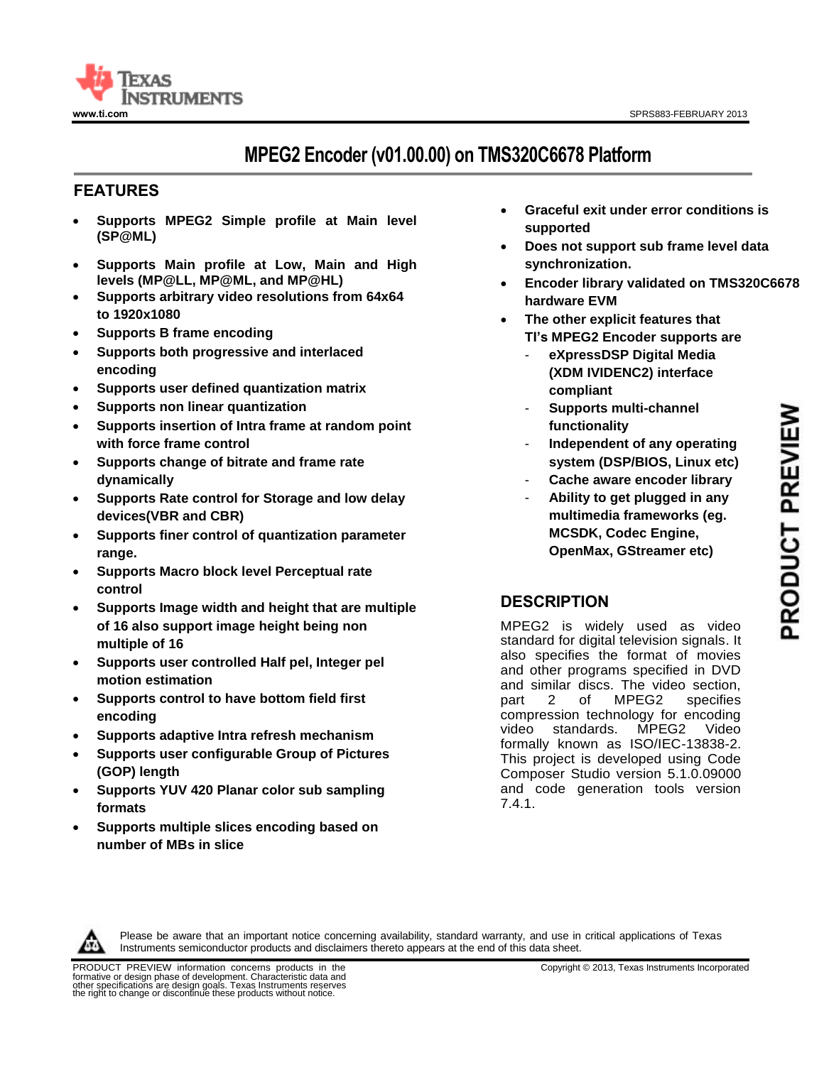# MPEG2 Encoder (v01.00.00) on TMS320C6678 Platform

## FEATURES

- **Supports MPEG2 Simple profile at Main level (SP@ML)**
- **Supports Main profile at Low, Main and High levels (MP@LL, MP@ML, and MP@HL)**
- **Supports arbitrary video resolutions from 64x64 to 1920x1080**
- **Supports B frame encoding**
- **Supports both progressive and interlaced encoding**
- **Supports user defined quantization matrix**
- **Supports non linear quantization**
- **Supports insertion of Intra frame at random point with force frame control**
- **Supports change of bitrate and frame rate dynamically**
- **Supports Rate control for Storage and low delay devices(VBR and CBR)**
- **Supports finer control of quantization parameter range.**
- **Supports Macro block level Perceptual rate control**
- **Supports Image width and height that are multiple of 16 also support image height being non multiple of 16**
- **Supports user controlled Half pel, Integer pel motion estimation**
- **Supports control to have bottom field first encoding**
- **Supports adaptive Intra refresh mechanism**
- **Supports user configurable Group of Pictures (GOP) length**
- **Supports YUV 420 Planar color sub sampling formats**
- **Supports multiple slices encoding based on number of MBs in slice**
- **Graceful exit under error conditions is supported**
- **Does not support sub frame level data synchronization.**
- **Encoder library validated on TMS320C6678 hardware EVM**
- **The other explicit features that TI's MPEG2 Encoder supports are**
  - **eXpressDSP Digital Media (XDM IVIDENC2) interface compliant**
  - **Supports multi-channel functionality**
  - **Independent of any operating system (DSP/BIOS, Linux etc)**
  - **Cache aware encoder library**
  - **Ability to get plugged in any multimedia frameworks (eg. MCSDK, Codec Engine, OpenMax, GStreamer etc)**

## DESCRIPTION

MPEG2 is widely used as video standard for digital television signals. It also specifies the format of movies and other programs specified in DVD and similar discs. The video section, part 2 of MPEG2 specifies compression technology for encoding video standards. MPEG2 Video formally known as ISO/IEC-13838-2. This project is developed using Code Composer Studio version 5.1.0.09000 and code generation tools version 7.4.1.

Please be aware that an important notice concerning availability, standard warranty, and use in critical applications of Texas Instruments semiconductor products and disclaimers thereto appears at the end of this data sheet.

PRODUCT PREVIEW information concerns products in the formative or design phase of development. Characteristic data and other specifications are design goals. Texas Instruments reserves the right to change or discontinue these products without notice.

Copyright © 2013, Texas Instruments Incorporated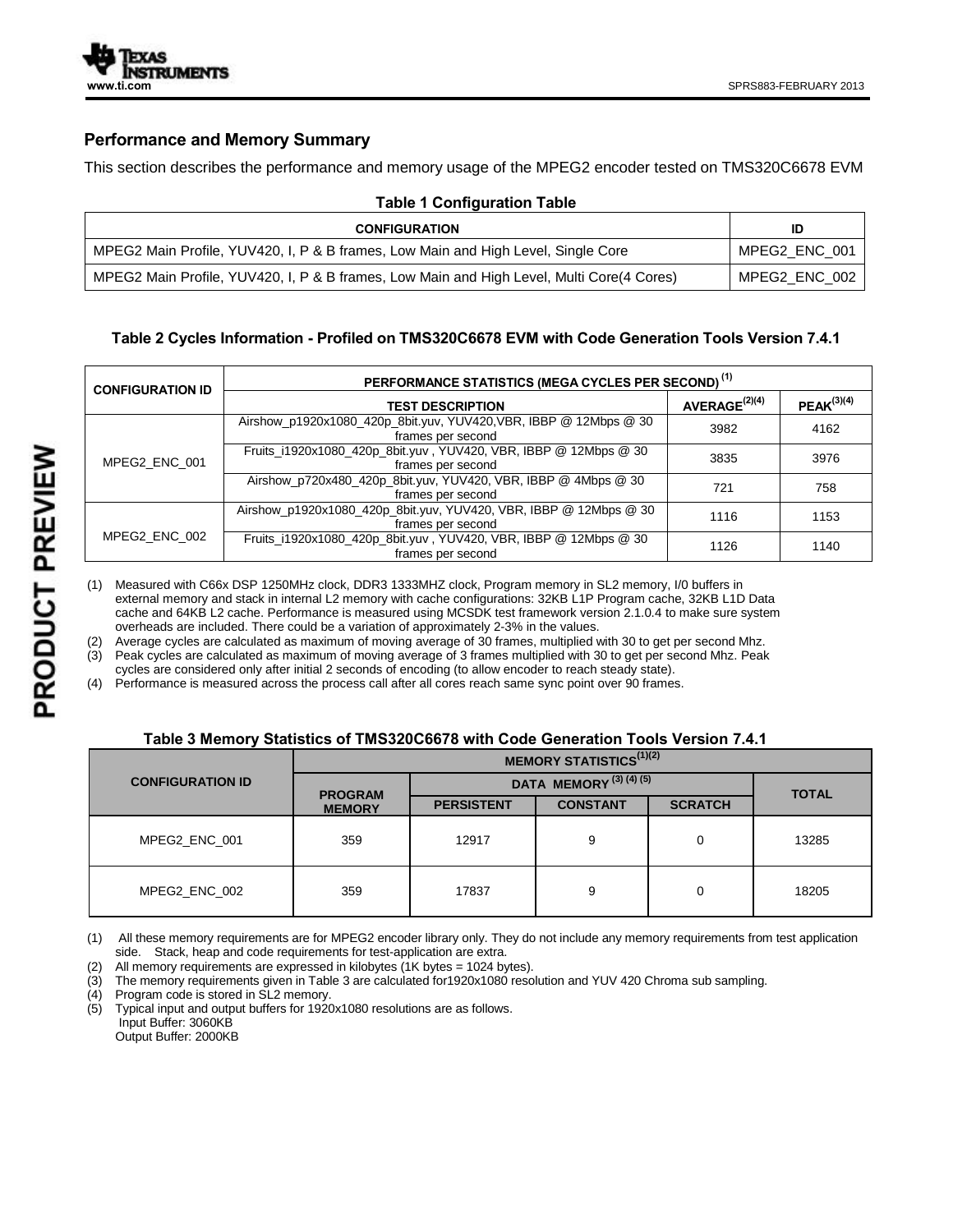## Performance and Memory Summary

This section describes the performance and memory usage of the MPEG2 encoder tested on TMS320C6678 EVM

**Table 1 Configuration Table**

| CONFIGURATION | ID |
|---|---|
| MPEG2 Main Profile, YUV420, I, P & B frames, Low Main and High Level, Single Core | MPEG2_ENC_001 |
| MPEG2 Main Profile, YUV420, I, P & B frames, Low Main and High Level, Multi Core(4 Cores) | MPEG2_ENC_002 |

**Table 2 Cycles Information - Profiled on TMS320C6678 EVM with Code Generation Tools Version 7.4.1**

| CONFIGURATION ID | PERFORMANCE STATISTICS (MEGA CYCLES PER SECOND) (1) | | |
|---|---|---|---|
| | TEST DESCRIPTION | AVERAGE(2)(4) | PEAK(3)(4) |
| MPEG2_ENC_001 | Airshow_p1920x1080_420p_8bit.yuv, YUV420,VBR, IBBP @ 12Mbps @ 30 frames per second | 3982 | 4162 |
| | Fruits_i1920x1080_420p_8bit.yuv , YUV420, VBR, IBBP @ 12Mbps @ 30 frames per second | 3835 | 3976 |
| | Airshow_p720x480_420p_8bit.yuv, YUV420, VBR, IBBP @ 4Mbps @ 30 frames per second | 721 | 758 |
| MPEG2_ENC_002 | Airshow_p1920x1080_420p_8bit.yuv, YUV420, VBR, IBBP @ 12Mbps @ 30 frames per second | 1116 | 1153 |
| | Fruits_i1920x1080_420p_8bit.yuv , YUV420, VBR, IBBP @ 12Mbps @ 30 frames per second | 1126 | 1140 |

(1) Measured with C66x DSP 1250MHz clock, DDR3 1333MHZ clock, Program memory in SL2 memory, I/0 buffers in external memory and stack in internal L2 memory with cache configurations: 32KB L1P Program cache, 32KB L1D Data cache and 64KB L2 cache. Performance is measured using MCSDK test framework version 2.1.0.4 to make sure system overheads are included. There could be a variation of approximately 2-3% in the values.

(2) Average cycles are calculated as maximum of moving average of 30 frames, multiplied with 30 to get per second Mhz.

(3) Peak cycles are calculated as maximum of moving average of 3 frames multiplied with 30 to get per second Mhz. Peak cycles are considered only after initial 2 seconds of encoding (to allow encoder to reach steady state).

(4) Performance is measured across the process call after all cores reach same sync point over 90 frames.

**Table 3 Memory Statistics of TMS320C6678 with Code Generation Tools Version 7.4.1**

| CONFIGURATION ID | MEMORY STATISTICS(1)(2) | | | | |
|---|---|---|---|---|---|
| | PROGRAM MEMORY | DATA MEMORY (3) (4) (5) | | | TOTAL |
| | | PERSISTENT | CONSTANT | SCRATCH | |
| MPEG2_ENC_001 | 359 | 12917 | 9 | 0 | 13285 |
| MPEG2_ENC_002 | 359 | 17837 | 9 | 0 | 18205 |

(1) All these memory requirements are for MPEG2 encoder library only. They do not include any memory requirements from test application side. Stack, heap and code requirements for test-application are extra.

(2) All memory requirements are expressed in kilobytes (1K bytes = 1024 bytes).

(3) The memory requirements given in Table 3 are calculated for1920x1080 resolution and YUV 420 Chroma sub sampling.

(4) Program code is stored in SL2 memory.

(5) Typical input and output buffers for 1920x1080 resolutions are as follows.
Input Buffer: 3060KB
Output Buffer: 2000KB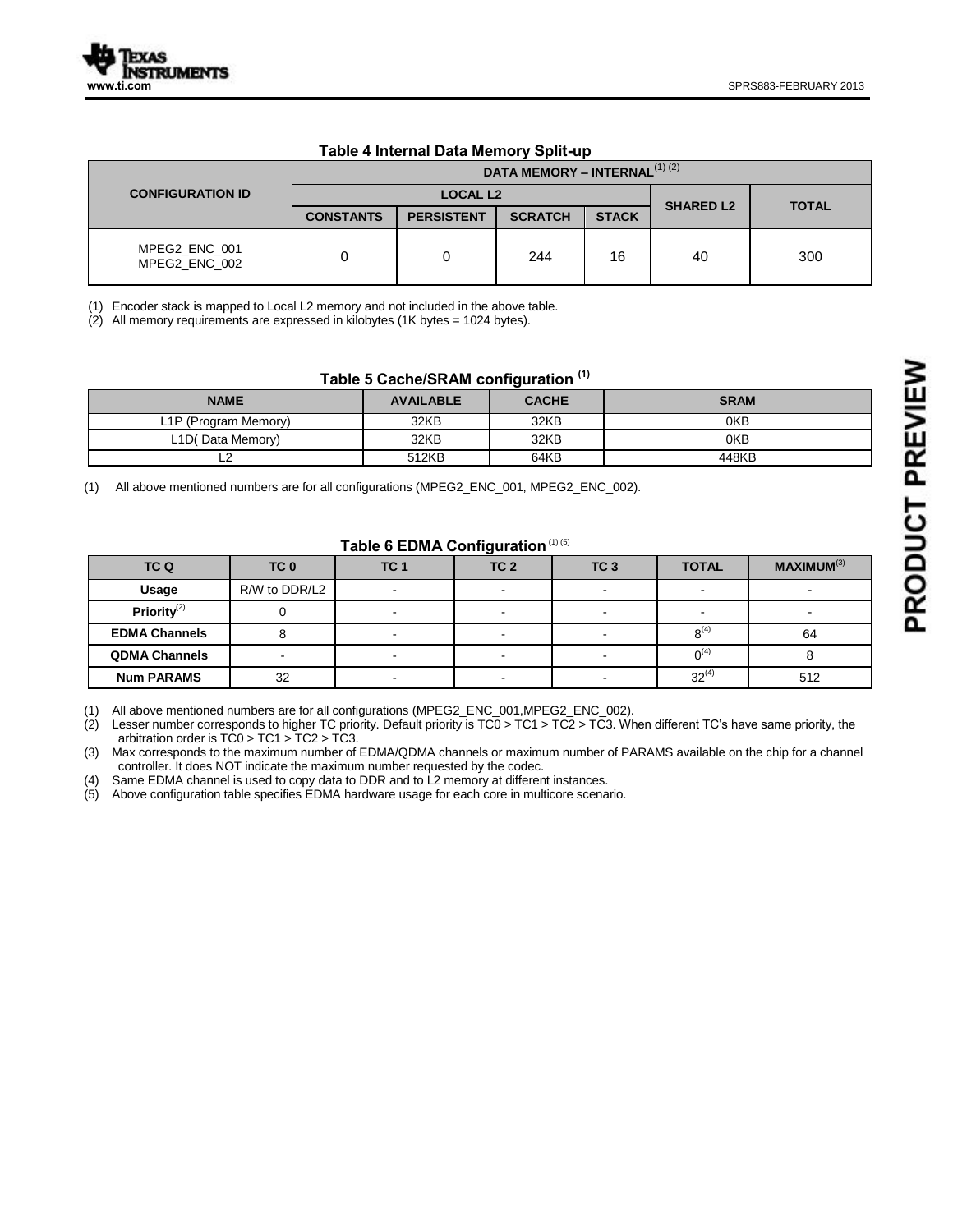### Table 4 Internal Data Memory Split-up

| CONFIGURATION ID | DATA MEMORY – INTERNAL(1) (2) | | | | | |
|---|---|---|---|---|---|---|
| | LOCAL L2 | | | | SHARED L2 | TOTAL |
| | CONSTANTS | PERSISTENT | SCRATCH | STACK | | |
| MPEG2_ENC_001 MPEG2_ENC_002 | 0 | 0 | 244 | 16 | 40 | 300 |

(1) Encoder stack is mapped to Local L2 memory and not included in the above table.
(2) All memory requirements are expressed in kilobytes (1K bytes = 1024 bytes).

### Table 5 Cache/SRAM configuration (1)

| NAME | AVAILABLE | CACHE | SRAM |
|---|---|---|---|
| L1P (Program Memory) | 32KB | 32KB | 0KB |
| L1D( Data Memory) | 32KB | 32KB | 0KB |
| L2 | 512KB | 64KB | 448KB |

(1) All above mentioned numbers are for all configurations (MPEG2_ENC_001, MPEG2_ENC_002).

### Table 6 EDMA Configuration (1) (5)

| TC Q | TC 0 | TC 1 | TC 2 | TC 3 | TOTAL | MAXIMUM(3) |
|---|---|---|---|---|---|---|
| Usage | R/W to DDR/L2 | - | - | - | - | - |
| Priority(2) | 0 | - | - | - | - | - |
| EDMA Channels | 8 | - | - | - | 8(4) | 64 |
| QDMA Channels | - | - | - | - | 0(4) | 8 |
| Num PARAMS | 32 | - | - | - | 32(4) | 512 |

(1) All above mentioned numbers are for all configurations (MPEG2_ENC_001,MPEG2_ENC_002).
(2) Lesser number corresponds to higher TC priority. Default priority is TC0 > TC1 > TC2 > TC3. When different TC's have same priority, the arbitration order is TC0 > TC1 > TC2 > TC3.
(3) Max corresponds to the maximum number of EDMA/QDMA channels or maximum number of PARAMS available on the chip for a channel controller. It does NOT indicate the maximum number requested by the codec.
(4) Same EDMA channel is used to copy data to DDR and to L2 memory at different instances.
(5) Above configuration table specifies EDMA hardware usage for each core in multicore scenario.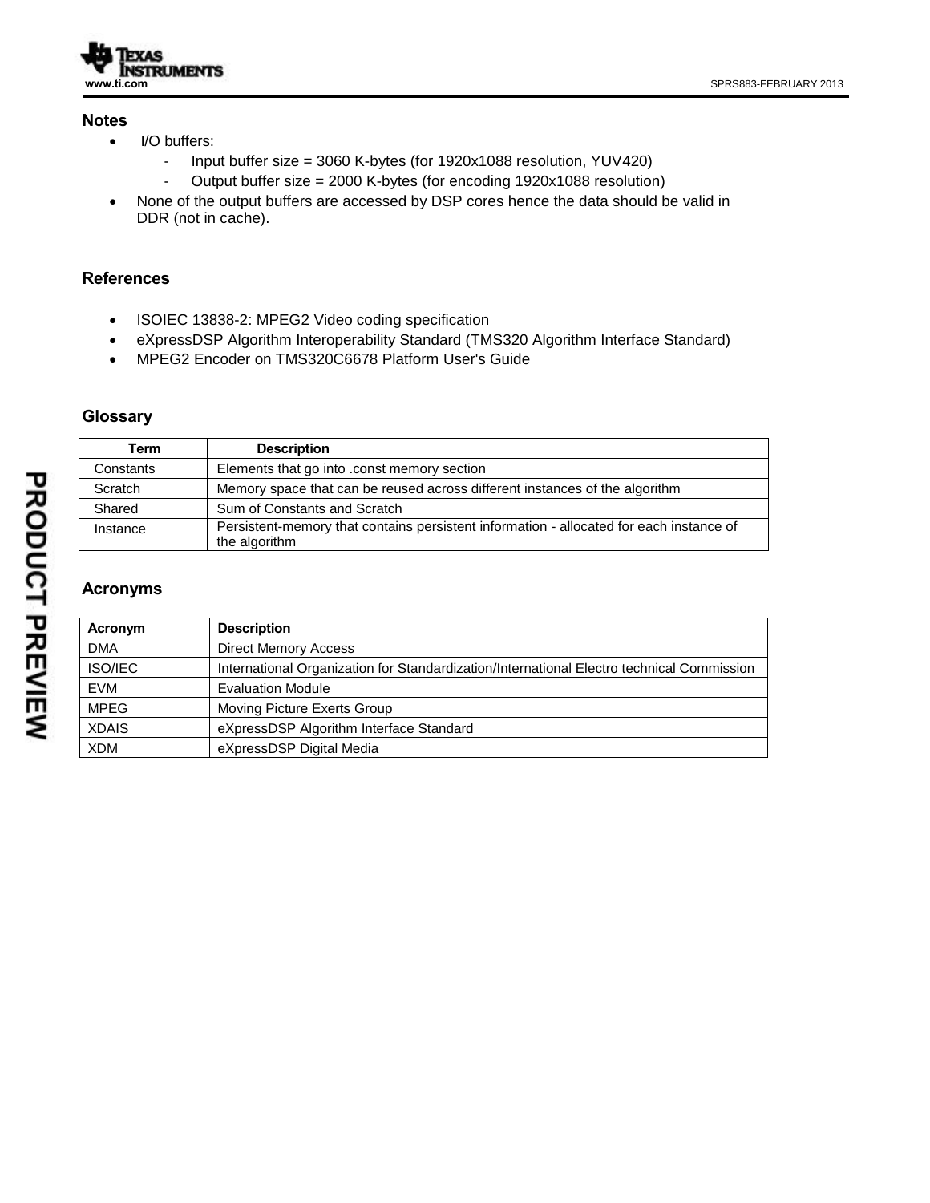## Notes

- I/O buffers:
  - Input buffer size = 3060 K-bytes (for 1920x1088 resolution, YUV420)
  - Output buffer size = 2000 K-bytes (for encoding 1920x1088 resolution)
- None of the output buffers are accessed by DSP cores hence the data should be valid in DDR (not in cache).

## References

- ISOIEC 13838-2: MPEG2 Video coding specification
- eXpressDSP Algorithm Interoperability Standard (TMS320 Algorithm Interface Standard)
- MPEG2 Encoder on TMS320C6678 Platform User's Guide

## Glossary

| Term | Description |
|---|---|
| Constants | Elements that go into .const memory section |
| Scratch | Memory space that can be reused across different instances of the algorithm |
| Shared | Sum of Constants and Scratch |
| Instance | Persistent-memory that contains persistent information - allocated for each instance of the algorithm |

## Acronyms

| Acronym | Description |
|---|---|
| DMA | Direct Memory Access |
| ISO/IEC | International Organization for Standardization/International Electro technical Commission |
| EVM | Evaluation Module |
| MPEG | Moving Picture Exerts Group |
| XDAIS | eXpressDSP Algorithm Interface Standard |
| XDM | eXpressDSP Digital Media |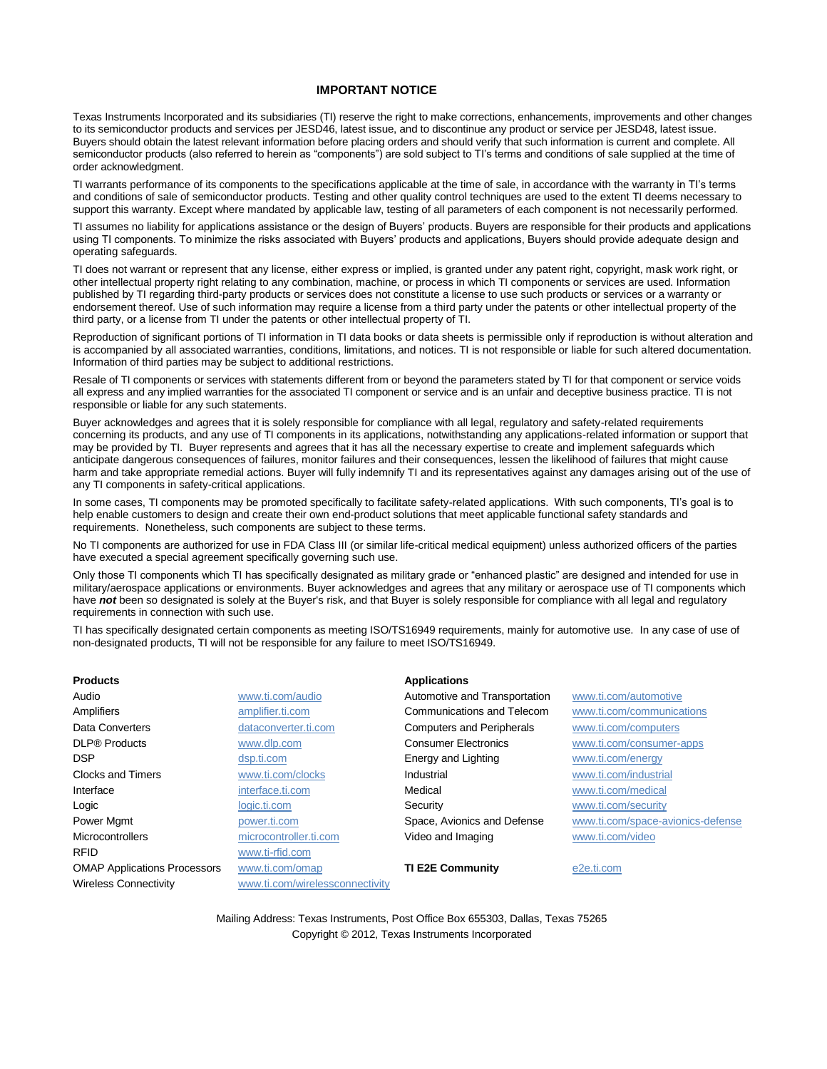## IMPORTANT NOTICE

Texas Instruments Incorporated and its subsidiaries (TI) reserve the right to make corrections, enhancements, improvements and other changes to its semiconductor products and services per JESD46, latest issue, and to discontinue any product or service per JESD48, latest issue. Buyers should obtain the latest relevant information before placing orders and should verify that such information is current and complete. All semiconductor products (also referred to herein as "components") are sold subject to TI's terms and conditions of sale supplied at the time of order acknowledgment.

TI warrants performance of its components to the specifications applicable at the time of sale, in accordance with the warranty in TI's terms and conditions of sale of semiconductor products. Testing and other quality control techniques are used to the extent TI deems necessary to support this warranty. Except where mandated by applicable law, testing of all parameters of each component is not necessarily performed.

TI assumes no liability for applications assistance or the design of Buyers' products. Buyers are responsible for their products and applications using TI components. To minimize the risks associated with Buyers' products and applications, Buyers should provide adequate design and operating safeguards.

TI does not warrant or represent that any license, either express or implied, is granted under any patent right, copyright, mask work right, or other intellectual property right relating to any combination, machine, or process in which TI components or services are used. Information published by TI regarding third-party products or services does not constitute a license to use such products or services or a warranty or endorsement thereof. Use of such information may require a license from a third party under the patents or other intellectual property of the third party, or a license from TI under the patents or other intellectual property of TI.

Reproduction of significant portions of TI information in TI data books or data sheets is permissible only if reproduction is without alteration and is accompanied by all associated warranties, conditions, limitations, and notices. TI is not responsible or liable for such altered documentation. Information of third parties may be subject to additional restrictions.

Resale of TI components or services with statements different from or beyond the parameters stated by TI for that component or service voids all express and any implied warranties for the associated TI component or service and is an unfair and deceptive business practice. TI is not responsible or liable for any such statements.

Buyer acknowledges and agrees that it is solely responsible for compliance with all legal, regulatory and safety-related requirements concerning its products, and any use of TI components in its applications, notwithstanding any applications-related information or support that may be provided by TI. Buyer represents and agrees that it has all the necessary expertise to create and implement safeguards which anticipate dangerous consequences of failures, monitor failures and their consequences, lessen the likelihood of failures that might cause harm and take appropriate remedial actions. Buyer will fully indemnify TI and its representatives against any damages arising out of the use of any TI components in safety-critical applications.

In some cases, TI components may be promoted specifically to facilitate safety-related applications. With such components, TI's goal is to help enable customers to design and create their own end-product solutions that meet applicable functional safety standards and requirements. Nonetheless, such components are subject to these terms.

No TI components are authorized for use in FDA Class III (or similar life-critical medical equipment) unless authorized officers of the parties have executed a special agreement specifically governing such use.

Only those TI components which TI has specifically designated as military grade or "enhanced plastic" are designed and intended for use in military/aerospace applications or environments. Buyer acknowledges and agrees that any military or aerospace use of TI components which have ***not*** been so designated is solely at the Buyer's risk, and that Buyer is solely responsible for compliance with all legal and regulatory requirements in connection with such use.

TI has specifically designated certain components as meeting ISO/TS16949 requirements, mainly for automotive use. In any case of use of non-designated products, TI will not be responsible for any failure to meet ISO/TS16949.

| **Products** | | **Applications** | |
|---|---|---|---|
| Audio | www.ti.com/audio | Automotive and Transportation | www.ti.com/automotive |
| Amplifiers | amplifier.ti.com | Communications and Telecom | www.ti.com/communications |
| Data Converters | dataconverter.ti.com | Computers and Peripherals | www.ti.com/computers |
| DLP® Products | www.dlp.com | Consumer Electronics | www.ti.com/consumer-apps |
| DSP | dsp.ti.com | Energy and Lighting | www.ti.com/energy |
| Clocks and Timers | www.ti.com/clocks | Industrial | www.ti.com/industrial |
| Interface | interface.ti.com | Medical | www.ti.com/medical |
| Logic | logic.ti.com | Security | www.ti.com/security |
| Power Mgmt | power.ti.com | Space, Avionics and Defense | www.ti.com/space-avionics-defense |
| Microcontrollers | microcontroller.ti.com | Video and Imaging | www.ti.com/video |
| RFID | www.ti-rfid.com | | |
| OMAP Applications Processors | www.ti.com/omap | **TI E2E Community** | e2e.ti.com |
| Wireless Connectivity | www.ti.com/wirelessconnectivity | | |

Mailing Address: Texas Instruments, Post Office Box 655303, Dallas, Texas 75265
Copyright © 2012, Texas Instruments Incorporated